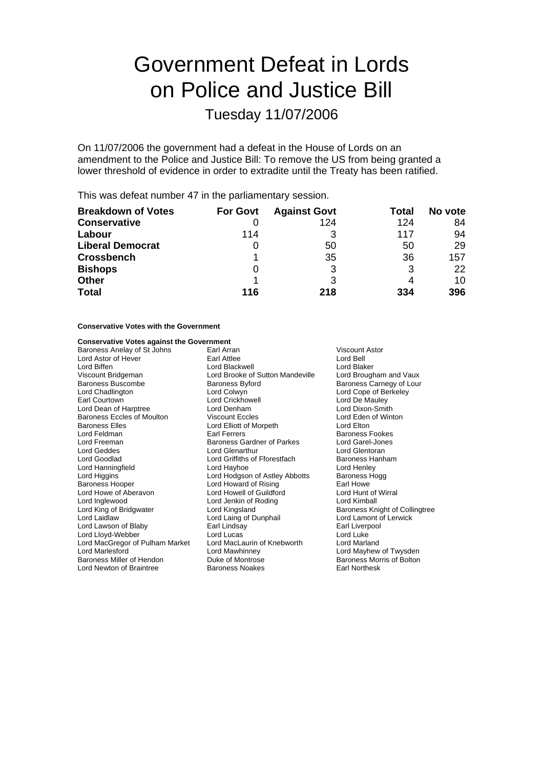# Government Defeat in Lords on Police and Justice Bill

## Tuesday 11/07/2006

On 11/07/2006 the government had a defeat in the House of Lords on an amendment to the Police and Justice Bill: To remove the US from being granted a lower threshold of evidence in order to extradite until the Treaty has been ratified.

This was defeat number 47 in the parliamentary session.

| Breakdown of Votes | For Govt | Against Govt | Total | No vote |
|---|---|---|---|---|
| **Conservative** | 0 | 124 | 124 | 84 |
| **Labour** | 114 | 3 | 117 | 94 |
| **Liberal Democrat** | 0 | 50 | 50 | 29 |
| **Crossbench** | 1 | 35 | 36 | 157 |
| **Bishops** | 0 | 3 | 3 | 22 |
| **Other** | 1 | 3 | 4 | 10 |
| **Total** | **116** | **218** | **334** | **396** |

**Conservative Votes with the Government**

**Conservative Votes against the Government**

Baroness Anelay of St Johns
Earl Arran
Viscount Astor
Lord Astor of Hever
Earl Attlee
Lord Bell
Lord Biffen
Lord Blackwell
Lord Blaker
Viscount Bridgeman
Lord Brooke of Sutton Mandeville
Lord Brougham and Vaux
Baroness Buscombe
Baroness Byford
Baroness Carnegy of Lour
Lord Chadlington
Lord Colwyn
Lord Cope of Berkeley
Earl Courtown
Lord Crickhowell
Lord De Mauley
Lord Dean of Harptree
Lord Denham
Lord Dixon-Smith
Baroness Eccles of Moulton
Viscount Eccles
Lord Eden of Winton
Baroness Elles
Lord Elliott of Morpeth
Lord Elton
Lord Feldman
Earl Ferrers
Baroness Fookes
Lord Freeman
Baroness Gardner of Parkes
Lord Garel-Jones
Lord Geddes
Lord Glenarthur
Lord Glentoran
Lord Goodlad
Lord Griffiths of Fforestfach
Baroness Hanham
Lord Hanningfield
Lord Hayhoe
Lord Henley
Lord Higgins
Lord Hodgson of Astley Abbotts
Baroness Hogg
Baroness Hooper
Lord Howard of Rising
Earl Howe
Lord Howe of Aberavon
Lord Howell of Guildford
Lord Hunt of Wirral
Lord Inglewood
Lord Jenkin of Roding
Lord Kimball
Lord King of Bridgwater
Lord Kingsland
Baroness Knight of Collingtree
Lord Laidlaw
Lord Laing of Dunphail
Lord Lamont of Lerwick
Lord Lawson of Blaby
Earl Lindsay
Earl Liverpool
Lord Lloyd-Webber
Lord Lucas
Lord Luke
Lord MacGregor of Pulham Market
Lord MacLaurin of Knebworth
Lord Marland
Lord Marlesford
Lord Mawhinney
Lord Mayhew of Twysden
Baroness Miller of Hendon
Duke of Montrose
Baroness Morris of Bolton
Lord Newton of Braintree
Baroness Noakes
Earl Northesk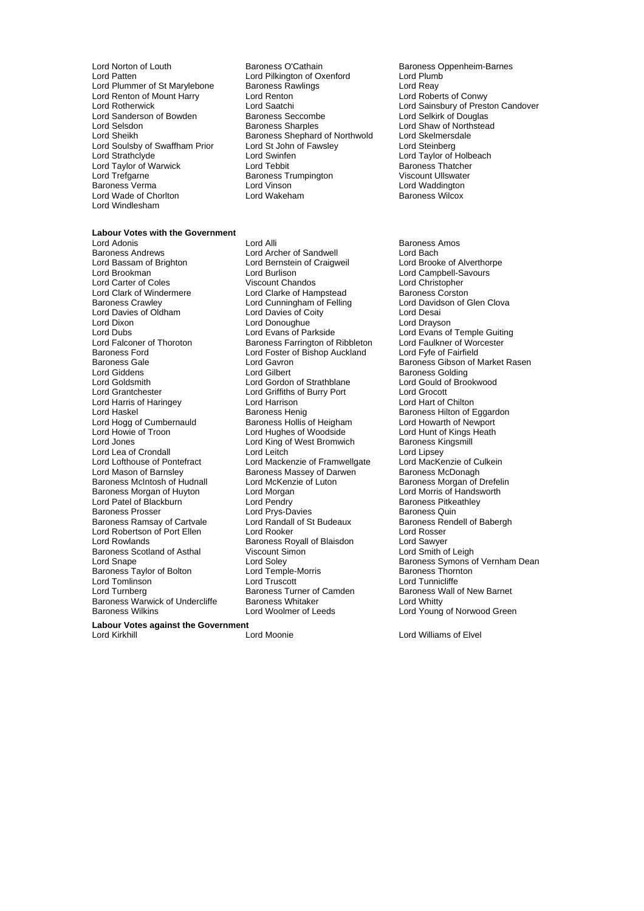Lord Norton of Louth
Baroness O'Cathain
Baroness Oppenheim-Barnes
Lord Patten
Lord Pilkington of Oxenford
Lord Plumb
Lord Plummer of St Marylebone
Baroness Rawlings
Lord Reay
Lord Renton of Mount Harry
Lord Renton
Lord Roberts of Conwy
Lord Rotherwick
Lord Saatchi
Lord Sainsbury of Preston Candover
Lord Sanderson of Bowden
Baroness Seccombe
Lord Selkirk of Douglas
Lord Selsdon
Baroness Sharples
Lord Shaw of Northstead
Lord Sheikh
Baroness Shephard of Northwold
Lord Skelmersdale
Lord Soulsby of Swaffham Prior
Lord St John of Fawsley
Lord Steinberg
Lord Strathclyde
Lord Swinfen
Lord Taylor of Holbeach
Lord Taylor of Warwick
Lord Tebbit
Baroness Thatcher
Lord Trefgarne
Baroness Trumpington
Viscount Ullswater
Baroness Verma
Lord Vinson
Lord Waddington
Lord Wade of Chorlton
Lord Wakeham
Baroness Wilcox
Lord Windlesham

**Labour Votes with the Government**

Lord Adonis
Lord Alli
Baroness Amos
Baroness Andrews
Lord Archer of Sandwell
Lord Bach
Lord Bassam of Brighton
Lord Bernstein of Craigweil
Lord Brooke of Alverthorpe
Lord Brookman
Lord Burlison
Lord Campbell-Savours
Lord Carter of Coles
Viscount Chandos
Lord Christopher
Lord Clark of Windermere
Lord Clarke of Hampstead
Baroness Corston
Baroness Crawley
Lord Cunningham of Felling
Lord Davidson of Glen Clova
Lord Davies of Oldham
Lord Davies of Coity
Lord Desai
Lord Dixon
Lord Donoughue
Lord Drayson
Lord Dubs
Lord Evans of Parkside
Lord Evans of Temple Guiting
Lord Falconer of Thoroton
Baroness Farrington of Ribbleton
Lord Faulkner of Worcester
Baroness Ford
Lord Foster of Bishop Auckland
Lord Fyfe of Fairfield
Baroness Gale
Lord Gavron
Baroness Gibson of Market Rasen
Lord Giddens
Lord Gilbert
Baroness Golding
Lord Goldsmith
Lord Gordon of Strathblane
Lord Gould of Brookwood
Lord Grantchester
Lord Griffiths of Burry Port
Lord Grocott
Lord Harris of Haringey
Lord Harrison
Lord Hart of Chilton
Lord Haskel
Baroness Henig
Baroness Hilton of Eggardon
Lord Hogg of Cumbernauld
Baroness Hollis of Heigham
Lord Howarth of Newport
Lord Howie of Troon
Lord Hughes of Woodside
Lord Hunt of Kings Heath
Lord Jones
Lord King of West Bromwich
Baroness Kingsmill
Lord Lea of Crondall
Lord Leitch
Lord Lipsey
Lord Lofthouse of Pontefract
Lord Mackenzie of Framwellgate
Lord MacKenzie of Culkein
Lord Mason of Barnsley
Baroness Massey of Darwen
Baroness McDonagh
Baroness McIntosh of Hudnall
Lord McKenzie of Luton
Baroness Morgan of Drefelin
Baroness Morgan of Huyton
Lord Morgan
Lord Morris of Handsworth
Lord Patel of Blackburn
Lord Pendry
Baroness Pitkeathley
Baroness Prosser
Lord Prys-Davies
Baroness Quin
Baroness Ramsay of Cartvale
Lord Randall of St Budeaux
Baroness Rendell of Babergh
Lord Robertson of Port Ellen
Lord Rooker
Lord Rosser
Lord Rowlands
Baroness Royall of Blaisdon
Lord Sawyer
Baroness Scotland of Asthal
Viscount Simon
Lord Smith of Leigh
Lord Snape
Lord Soley
Baroness Symons of Vernham Dean
Baroness Taylor of Bolton
Lord Temple-Morris
Baroness Thornton
Lord Tomlinson
Lord Truscott
Lord Tunnicliffe
Lord Turnberg
Baroness Turner of Camden
Baroness Wall of New Barnet
Baroness Warwick of Undercliffe
Baroness Whitaker
Lord Whitty
Baroness Wilkins
Lord Woolmer of Leeds
Lord Young of Norwood Green

**Labour Votes against the Government**

Lord Kirkhill
Lord Moonie
Lord Williams of Elvel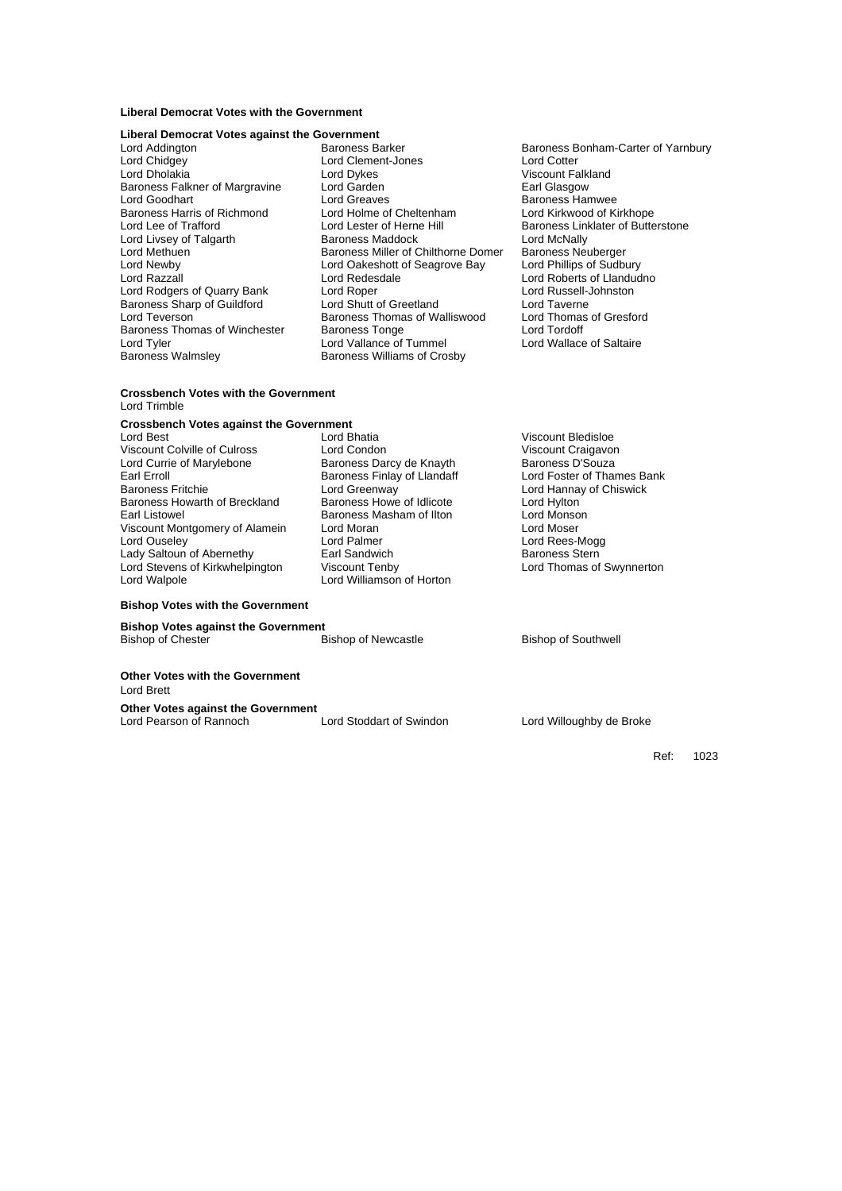**Liberal Democrat Votes with the Government**

**Liberal Democrat Votes against the Government**

Lord Addington
Lord Chidgey
Lord Dholakia
Baroness Falkner of Margravine
Lord Goodhart
Baroness Harris of Richmond
Lord Lee of Trafford
Lord Livsey of Talgarth
Lord Methuen
Lord Newby
Lord Razzall
Lord Rodgers of Quarry Bank
Baroness Sharp of Guildford
Lord Teverson
Baroness Thomas of Winchester
Lord Tyler
Baroness Walmsley
Baroness Barker
Lord Clement-Jones
Lord Dykes
Lord Garden
Lord Greaves
Lord Holme of Cheltenham
Lord Lester of Herne Hill
Baroness Maddock
Baroness Miller of Chilthorne Domer
Lord Oakeshott of Seagrove Bay
Lord Redesdale
Lord Roper
Lord Shutt of Greetland
Baroness Thomas of Walliswood
Baroness Tonge
Lord Vallance of Tummel
Baroness Williams of Crosby
Baroness Bonham-Carter of Yarnbury
Lord Cotter
Viscount Falkland
Earl Glasgow
Baroness Hamwee
Lord Kirkwood of Kirkhope
Baroness Linklater of Butterstone
Lord McNally
Baroness Neuberger
Lord Phillips of Sudbury
Lord Roberts of Llandudno
Lord Russell-Johnston
Lord Taverne
Lord Thomas of Gresford
Lord Tordoff
Lord Wallace of Saltaire

**Crossbench Votes with the Government**

Lord Trimble

**Crossbench Votes against the Government**

Lord Best
Viscount Colville of Culross
Lord Currie of Marylebone
Earl Erroll
Baroness Fritchie
Baroness Howarth of Breckland
Earl Listowel
Viscount Montgomery of Alamein
Lord Ouseley
Lady Saltoun of Abernethy
Lord Stevens of Kirkwhelpington
Lord Walpole
Lord Bhatia
Lord Condon
Baroness Darcy de Knayth
Baroness Finlay of Llandaff
Lord Greenway
Baroness Howe of Idlicote
Baroness Masham of Ilton
Lord Moran
Lord Palmer
Earl Sandwich
Viscount Tenby
Lord Williamson of Horton
Viscount Bledisloe
Viscount Craigavon
Baroness D'Souza
Lord Foster of Thames Bank
Lord Hannay of Chiswick
Lord Hylton
Lord Monson
Lord Moser
Lord Rees-Mogg
Baroness Stern
Lord Thomas of Swynnerton

**Bishop Votes with the Government**

**Bishop Votes against the Government**

Bishop of Chester
Bishop of Newcastle
Bishop of Southwell

**Other Votes with the Government**

Lord Brett

**Other Votes against the Government**

Lord Pearson of Rannoch
Lord Stoddart of Swindon
Lord Willoughby de Broke

Ref: 1023